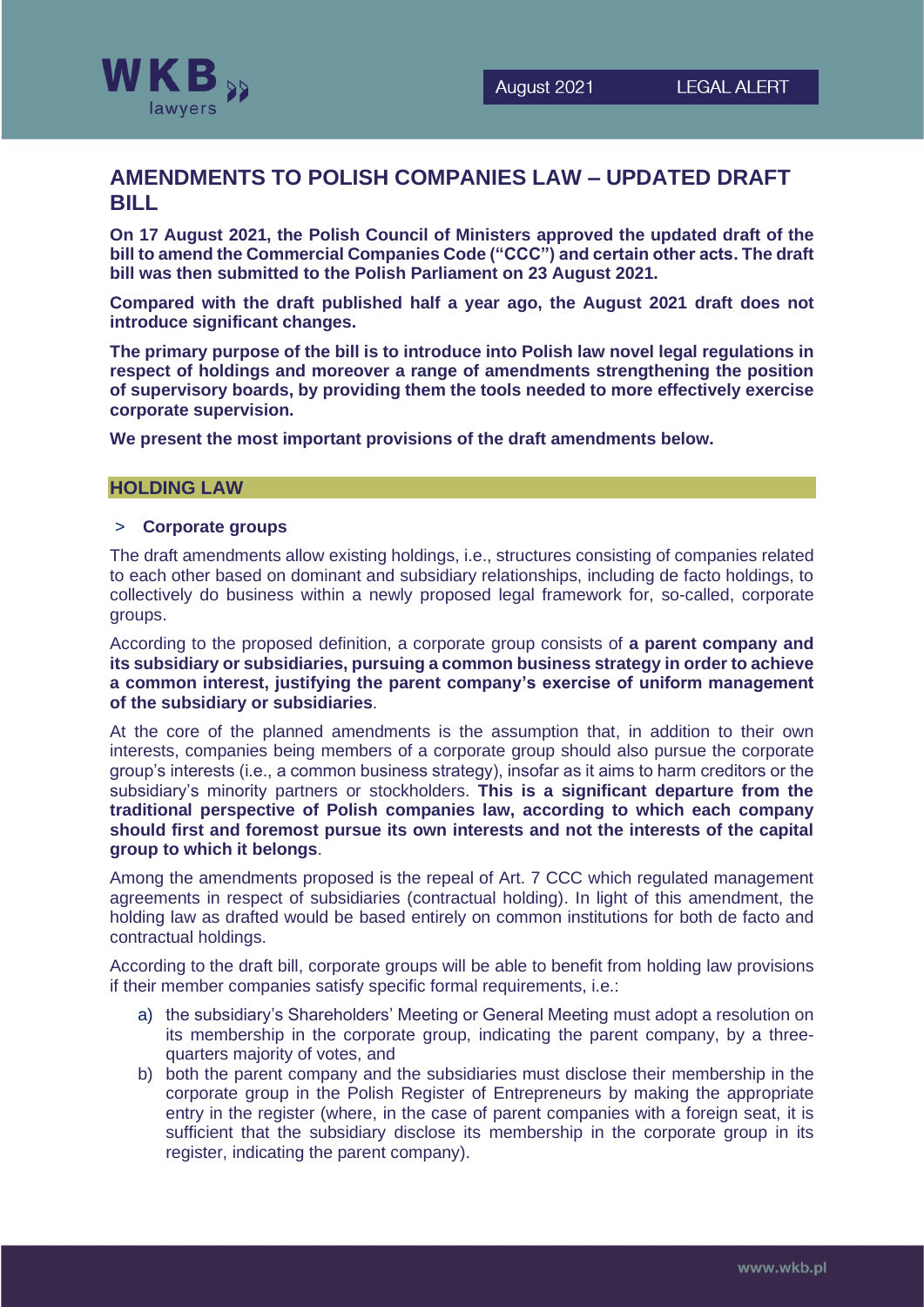# AMENDMENTS TO POLISH COMPANIES LAW – UPDATED DRAFT BILL

**On 17 August 2021, the Polish Council of Ministers approved the updated draft of the bill to amend the Commercial Companies Code ("CCC") and certain other acts. The draft bill was then submitted to the Polish Parliament on 23 August 2021.**

**Compared with the draft published half a year ago, the August 2021 draft does not introduce significant changes.**

**The primary purpose of the bill is to introduce into Polish law novel legal regulations in respect of holdings and moreover a range of amendments strengthening the position of supervisory boards, by providing them the tools needed to more effectively exercise corporate supervision.**

**We present the most important provisions of the draft amendments below.**

## HOLDING LAW

### > Corporate groups

The draft amendments allow existing holdings, i.e., structures consisting of companies related to each other based on dominant and subsidiary relationships, including de facto holdings, to collectively do business within a newly proposed legal framework for, so-called, corporate groups.

According to the proposed definition, a corporate group consists of **a parent company and its subsidiary or subsidiaries, pursuing a common business strategy in order to achieve a common interest, justifying the parent company's exercise of uniform management of the subsidiary or subsidiaries**.

At the core of the planned amendments is the assumption that, in addition to their own interests, companies being members of a corporate group should also pursue the corporate group's interests (i.e., a common business strategy), insofar as it aims to harm creditors or the subsidiary's minority partners or stockholders. **This is a significant departure from the traditional perspective of Polish companies law, according to which each company should first and foremost pursue its own interests and not the interests of the capital group to which it belongs**.

Among the amendments proposed is the repeal of Art. 7 CCC which regulated management agreements in respect of subsidiaries (contractual holding). In light of this amendment, the holding law as drafted would be based entirely on common institutions for both de facto and contractual holdings.

According to the draft bill, corporate groups will be able to benefit from holding law provisions if their member companies satisfy specific formal requirements, i.e.:

a) the subsidiary's Shareholders' Meeting or General Meeting must adopt a resolution on its membership in the corporate group, indicating the parent company, by a three-quarters majority of votes, and
b) both the parent company and the subsidiaries must disclose their membership in the corporate group in the Polish Register of Entrepreneurs by making the appropriate entry in the register (where, in the case of parent companies with a foreign seat, it is sufficient that the subsidiary disclose its membership in the corporate group in its register, indicating the parent company).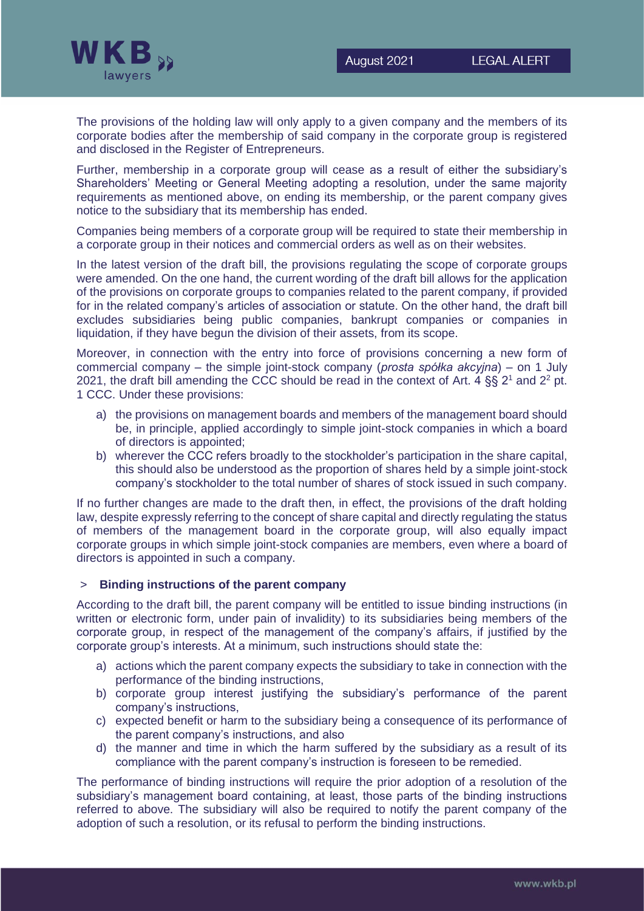The provisions of the holding law will only apply to a given company and the members of its corporate bodies after the membership of said company in the corporate group is registered and disclosed in the Register of Entrepreneurs.

Further, membership in a corporate group will cease as a result of either the subsidiary's Shareholders' Meeting or General Meeting adopting a resolution, under the same majority requirements as mentioned above, on ending its membership, or the parent company gives notice to the subsidiary that its membership has ended.

Companies being members of a corporate group will be required to state their membership in a corporate group in their notices and commercial orders as well as on their websites.

In the latest version of the draft bill, the provisions regulating the scope of corporate groups were amended. On the one hand, the current wording of the draft bill allows for the application of the provisions on corporate groups to companies related to the parent company, if provided for in the related company's articles of association or statute. On the other hand, the draft bill excludes subsidiaries being public companies, bankrupt companies or companies in liquidation, if they have begun the division of their assets, from its scope.

Moreover, in connection with the entry into force of provisions concerning a new form of commercial company – the simple joint-stock company (*prosta spółka akcyjna*) – on 1 July 2021, the draft bill amending the CCC should be read in the context of Art. 4 §§ $2^1$ and $2^2$ pt. 1 CCC. Under these provisions:

a) the provisions on management boards and members of the management board should be, in principle, applied accordingly to simple joint-stock companies in which a board of directors is appointed;
b) wherever the CCC refers broadly to the stockholder's participation in the share capital, this should also be understood as the proportion of shares held by a simple joint-stock company's stockholder to the total number of shares of stock issued in such company.

If no further changes are made to the draft then, in effect, the provisions of the draft holding law, despite expressly referring to the concept of share capital and directly regulating the status of members of the management board in the corporate group, will also equally impact corporate groups in which simple joint-stock companies are members, even where a board of directors is appointed in such a company.

> **Binding instructions of the parent company**

According to the draft bill, the parent company will be entitled to issue binding instructions (in written or electronic form, under pain of invalidity) to its subsidiaries being members of the corporate group, in respect of the management of the company's affairs, if justified by the corporate group's interests. At a minimum, such instructions should state the:

a) actions which the parent company expects the subsidiary to take in connection with the performance of the binding instructions,
b) corporate group interest justifying the subsidiary's performance of the parent company's instructions,
c) expected benefit or harm to the subsidiary being a consequence of its performance of the parent company's instructions, and also
d) the manner and time in which the harm suffered by the subsidiary as a result of its compliance with the parent company's instruction is foreseen to be remedied.

The performance of binding instructions will require the prior adoption of a resolution of the subsidiary's management board containing, at least, those parts of the binding instructions referred to above. The subsidiary will also be required to notify the parent company of the adoption of such a resolution, or its refusal to perform the binding instructions.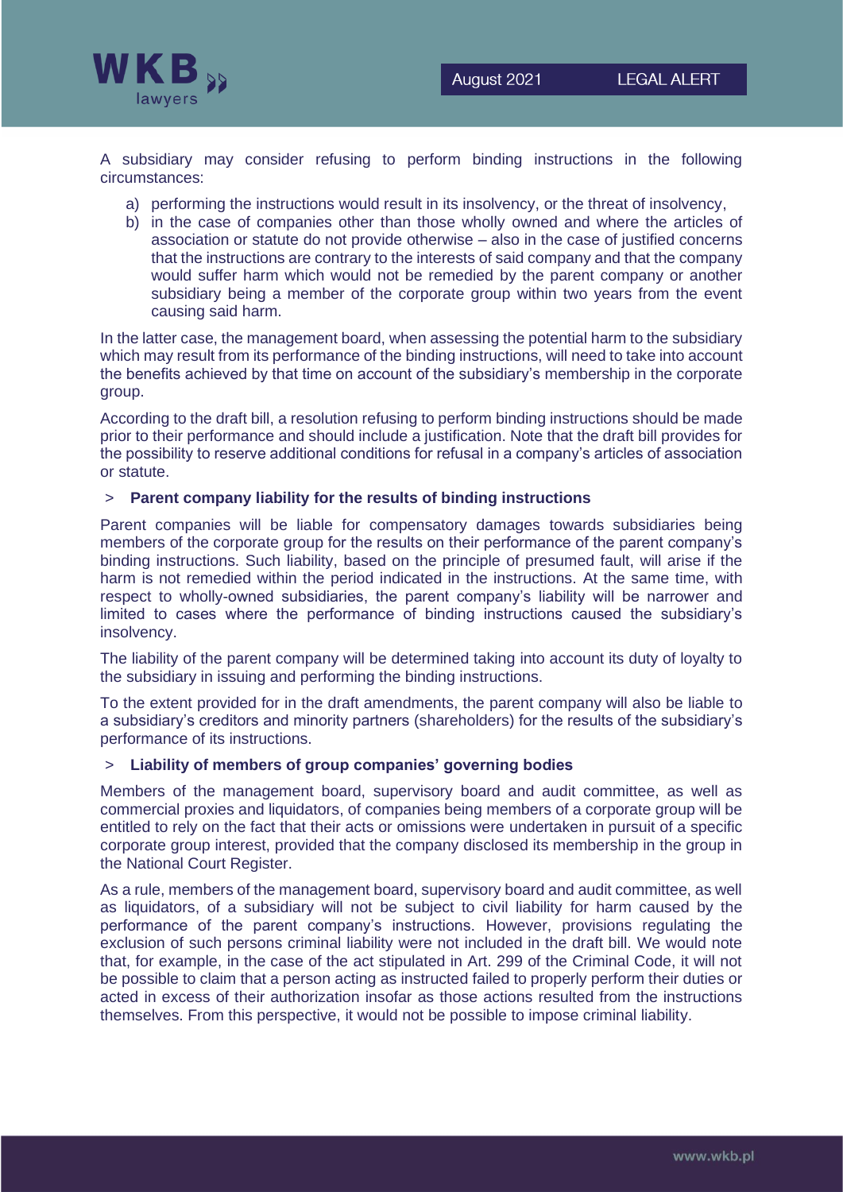A subsidiary may consider refusing to perform binding instructions in the following circumstances:

a) performing the instructions would result in its insolvency, or the threat of insolvency,
b) in the case of companies other than those wholly owned and where the articles of association or statute do not provide otherwise – also in the case of justified concerns that the instructions are contrary to the interests of said company and that the company would suffer harm which would not be remedied by the parent company or another subsidiary being a member of the corporate group within two years from the event causing said harm.

In the latter case, the management board, when assessing the potential harm to the subsidiary which may result from its performance of the binding instructions, will need to take into account the benefits achieved by that time on account of the subsidiary's membership in the corporate group.

According to the draft bill, a resolution refusing to perform binding instructions should be made prior to their performance and should include a justification. Note that the draft bill provides for the possibility to reserve additional conditions for refusal in a company's articles of association or statute.

> **Parent company liability for the results of binding instructions**

Parent companies will be liable for compensatory damages towards subsidiaries being members of the corporate group for the results on their performance of the parent company's binding instructions. Such liability, based on the principle of presumed fault, will arise if the harm is not remedied within the period indicated in the instructions. At the same time, with respect to wholly-owned subsidiaries, the parent company's liability will be narrower and limited to cases where the performance of binding instructions caused the subsidiary's insolvency.

The liability of the parent company will be determined taking into account its duty of loyalty to the subsidiary in issuing and performing the binding instructions.

To the extent provided for in the draft amendments, the parent company will also be liable to a subsidiary's creditors and minority partners (shareholders) for the results of the subsidiary's performance of its instructions.

> **Liability of members of group companies' governing bodies**

Members of the management board, supervisory board and audit committee, as well as commercial proxies and liquidators, of companies being members of a corporate group will be entitled to rely on the fact that their acts or omissions were undertaken in pursuit of a specific corporate group interest, provided that the company disclosed its membership in the group in the National Court Register.

As a rule, members of the management board, supervisory board and audit committee, as well as liquidators, of a subsidiary will not be subject to civil liability for harm caused by the performance of the parent company's instructions. However, provisions regulating the exclusion of such persons criminal liability were not included in the draft bill. We would note that, for example, in the case of the act stipulated in Art. 299 of the Criminal Code, it will not be possible to claim that a person acting as instructed failed to properly perform their duties or acted in excess of their authorization insofar as those actions resulted from the instructions themselves. From this perspective, it would not be possible to impose criminal liability.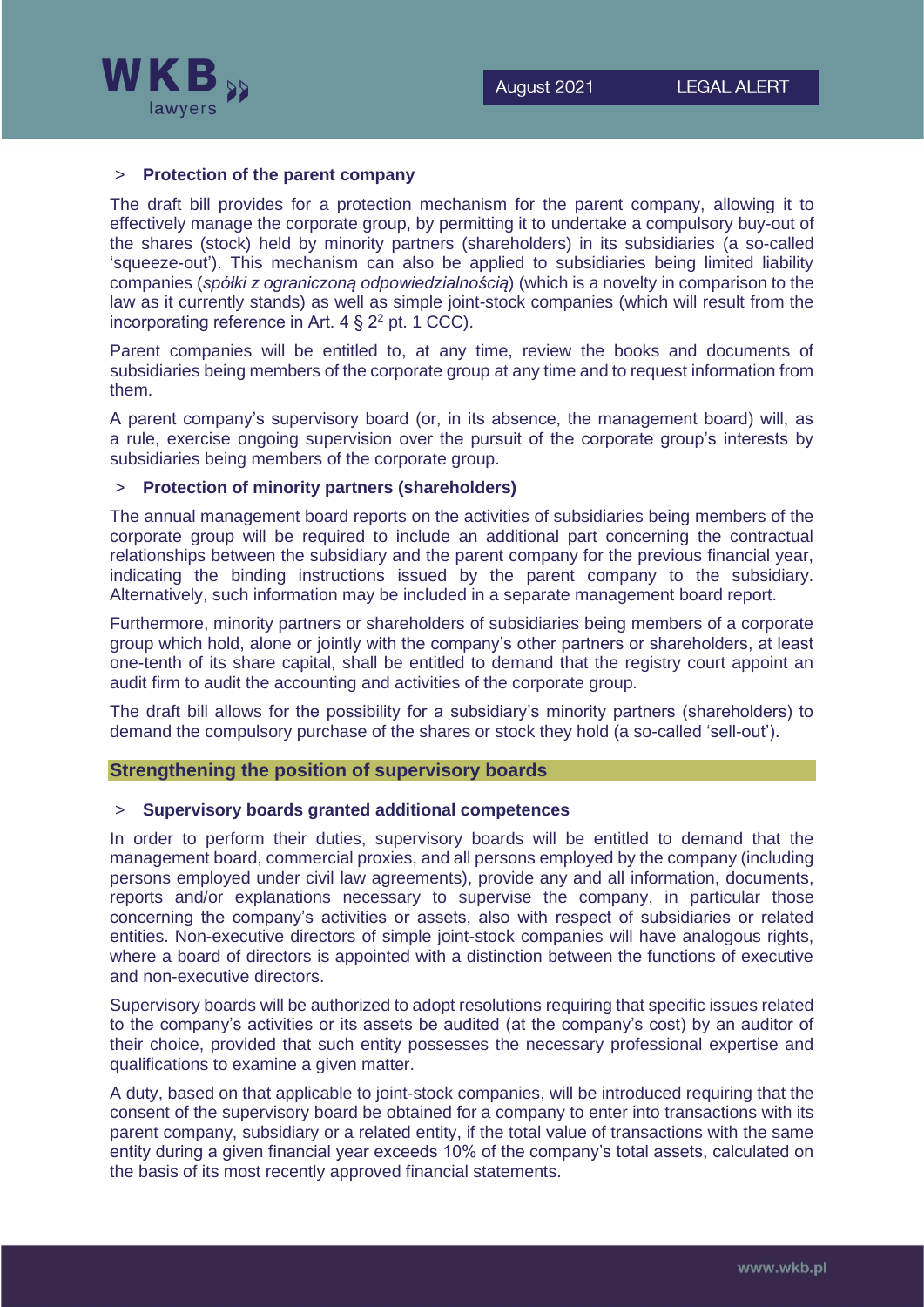> **Protection of the parent company**

The draft bill provides for a protection mechanism for the parent company, allowing it to effectively manage the corporate group, by permitting it to undertake a compulsory buy-out of the shares (stock) held by minority partners (shareholders) in its subsidiaries (a so-called 'squeeze-out'). This mechanism can also be applied to subsidiaries being limited liability companies (*spółki z ograniczoną odpowiedzialnością*) (which is a novelty in comparison to the law as it currently stands) as well as simple joint-stock companies (which will result from the incorporating reference in Art. 4 § $2^2$ pt. 1 CCC).

Parent companies will be entitled to, at any time, review the books and documents of subsidiaries being members of the corporate group at any time and to request information from them.

A parent company's supervisory board (or, in its absence, the management board) will, as a rule, exercise ongoing supervision over the pursuit of the corporate group's interests by subsidiaries being members of the corporate group.

> **Protection of minority partners (shareholders)**

The annual management board reports on the activities of subsidiaries being members of the corporate group will be required to include an additional part concerning the contractual relationships between the subsidiary and the parent company for the previous financial year, indicating the binding instructions issued by the parent company to the subsidiary. Alternatively, such information may be included in a separate management board report.

Furthermore, minority partners or shareholders of subsidiaries being members of a corporate group which hold, alone or jointly with the company's other partners or shareholders, at least one-tenth of its share capital, shall be entitled to demand that the registry court appoint an audit firm to audit the accounting and activities of the corporate group.

The draft bill allows for the possibility for a subsidiary's minority partners (shareholders) to demand the compulsory purchase of the shares or stock they hold (a so-called 'sell-out').

## Strengthening the position of supervisory boards

> **Supervisory boards granted additional competences**

In order to perform their duties, supervisory boards will be entitled to demand that the management board, commercial proxies, and all persons employed by the company (including persons employed under civil law agreements), provide any and all information, documents, reports and/or explanations necessary to supervise the company, in particular those concerning the company's activities or assets, also with respect of subsidiaries or related entities. Non-executive directors of simple joint-stock companies will have analogous rights, where a board of directors is appointed with a distinction between the functions of executive and non-executive directors.

Supervisory boards will be authorized to adopt resolutions requiring that specific issues related to the company's activities or its assets be audited (at the company's cost) by an auditor of their choice, provided that such entity possesses the necessary professional expertise and qualifications to examine a given matter.

A duty, based on that applicable to joint-stock companies, will be introduced requiring that the consent of the supervisory board be obtained for a company to enter into transactions with its parent company, subsidiary or a related entity, if the total value of transactions with the same entity during a given financial year exceeds 10% of the company's total assets, calculated on the basis of its most recently approved financial statements.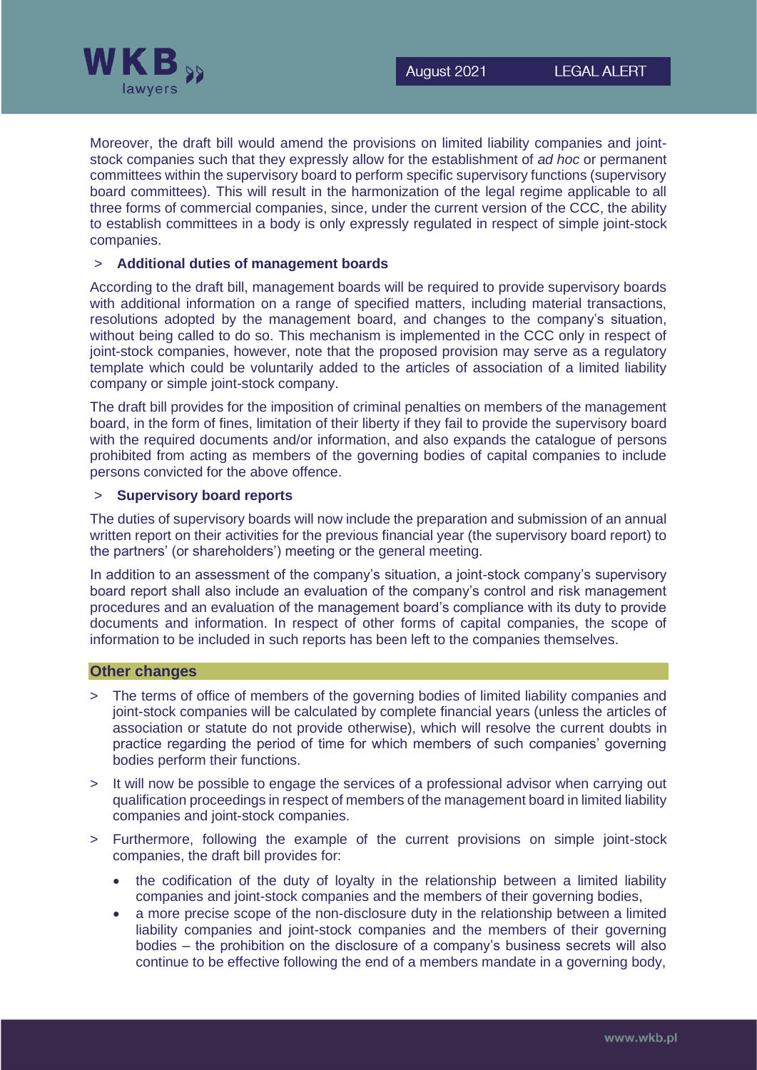Moreover, the draft bill would amend the provisions on limited liability companies and joint-stock companies such that they expressly allow for the establishment of *ad hoc* or permanent committees within the supervisory board to perform specific supervisory functions (supervisory board committees). This will result in the harmonization of the legal regime applicable to all three forms of commercial companies, since, under the current version of the CCC, the ability to establish committees in a body is only expressly regulated in respect of simple joint-stock companies.

> **Additional duties of management boards**

According to the draft bill, management boards will be required to provide supervisory boards with additional information on a range of specified matters, including material transactions, resolutions adopted by the management board, and changes to the company's situation, without being called to do so. This mechanism is implemented in the CCC only in respect of joint-stock companies, however, note that the proposed provision may serve as a regulatory template which could be voluntarily added to the articles of association of a limited liability company or simple joint-stock company.

The draft bill provides for the imposition of criminal penalties on members of the management board, in the form of fines, limitation of their liberty if they fail to provide the supervisory board with the required documents and/or information, and also expands the catalogue of persons prohibited from acting as members of the governing bodies of capital companies to include persons convicted for the above offence.

> **Supervisory board reports**

The duties of supervisory boards will now include the preparation and submission of an annual written report on their activities for the previous financial year (the supervisory board report) to the partners' (or shareholders') meeting or the general meeting.

In addition to an assessment of the company's situation, a joint-stock company's supervisory board report shall also include an evaluation of the company's control and risk management procedures and an evaluation of the management board's compliance with its duty to provide documents and information. In respect of other forms of capital companies, the scope of information to be included in such reports has been left to the companies themselves.

## Other changes

> The terms of office of members of the governing bodies of limited liability companies and joint-stock companies will be calculated by complete financial years (unless the articles of association or statute do not provide otherwise), which will resolve the current doubts in practice regarding the period of time for which members of such companies' governing bodies perform their functions.

> It will now be possible to engage the services of a professional advisor when carrying out qualification proceedings in respect of members of the management board in limited liability companies and joint-stock companies.

> Furthermore, following the example of the current provisions on simple joint-stock companies, the draft bill provides for:

- the codification of the duty of loyalty in the relationship between a limited liability companies and joint-stock companies and the members of their governing bodies,
- a more precise scope of the non-disclosure duty in the relationship between a limited liability companies and joint-stock companies and the members of their governing bodies – the prohibition on the disclosure of a company's business secrets will also continue to be effective following the end of a members mandate in a governing body,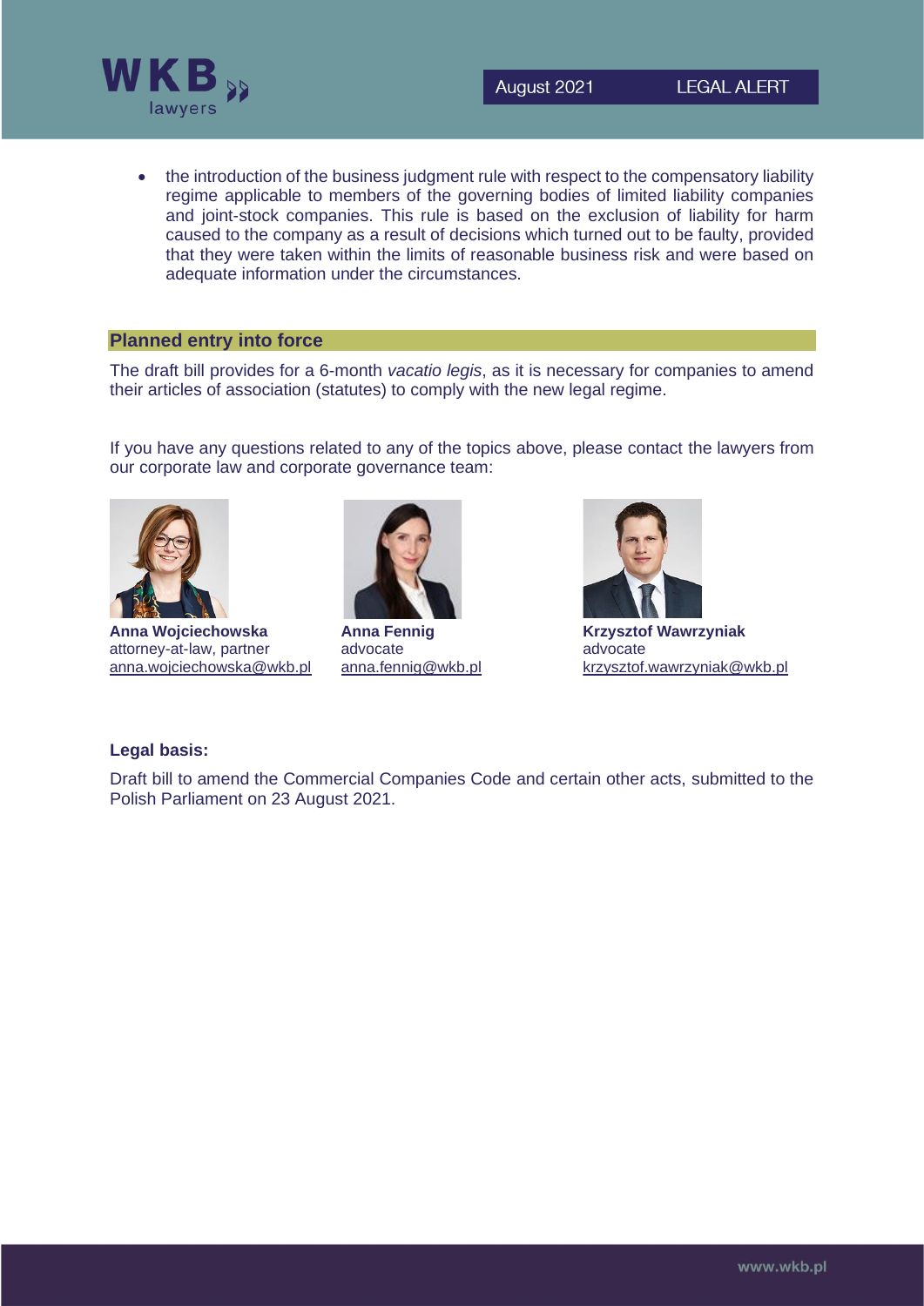- the introduction of the business judgment rule with respect to the compensatory liability regime applicable to members of the governing bodies of limited liability companies and joint-stock companies. This rule is based on the exclusion of liability for harm caused to the company as a result of decisions which turned out to be faulty, provided that they were taken within the limits of reasonable business risk and were based on adequate information under the circumstances.

## Planned entry into force

The draft bill provides for a 6-month *vacatio legis*, as it is necessary for companies to amend their articles of association (statutes) to comply with the new legal regime.

If you have any questions related to any of the topics above, please contact the lawyers from our corporate law and corporate governance team:

**Anna Wojciechowska**
attorney-at-law, partner
anna.wojciechowska@wkb.pl

**Anna Fennig**
advocate
anna.fennig@wkb.pl

**Krzysztof Wawrzyniak**
advocate
krzysztof.wawrzyniak@wkb.pl

**Legal basis:**

Draft bill to amend the Commercial Companies Code and certain other acts, submitted to the Polish Parliament on 23 August 2021.